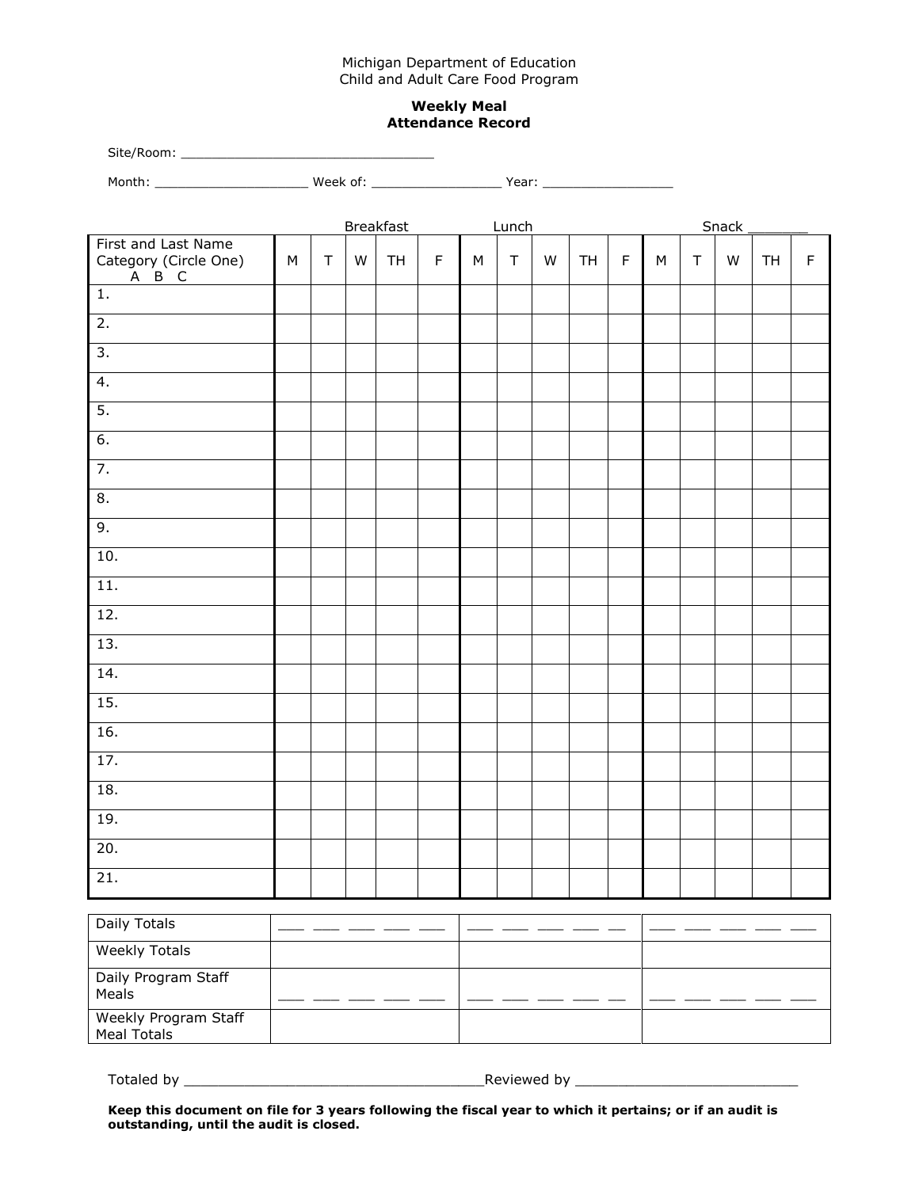Michigan Department of Education
Child and Adult Care Food Program

**Weekly Meal**
**Attendance Record**

Site/Room: ___________________________________

Month: ____________________ Week of: _________________ Year: _________________

| First and Last Name Category (Circle One) A B C | Breakfast M | T | W | TH | F | Lunch M | T | W | TH | F | Snack _______ M | T | W | TH | F |
|---|---|---|---|---|---|---|---|---|---|---|---|---|---|---|---|
| 1. | | | | | | | | | | | | | | | |
| 2. | | | | | | | | | | | | | | | |
| 3. | | | | | | | | | | | | | | | |
| 4. | | | | | | | | | | | | | | | |
| 5. | | | | | | | | | | | | | | | |
| 6. | | | | | | | | | | | | | | | |
| 7. | | | | | | | | | | | | | | | |
| 8. | | | | | | | | | | | | | | | |
| 9. | | | | | | | | | | | | | | | |
| 10. | | | | | | | | | | | | | | | |
| 11. | | | | | | | | | | | | | | | |
| 12. | | | | | | | | | | | | | | | |
| 13. | | | | | | | | | | | | | | | |
| 14. | | | | | | | | | | | | | | | |
| 15. | | | | | | | | | | | | | | | |
| 16. | | | | | | | | | | | | | | | |
| 17. | | | | | | | | | | | | | | | |
| 18. | | | | | | | | | | | | | | | |
| 19. | | | | | | | | | | | | | | | |
| 20. | | | | | | | | | | | | | | | |
| 21. | | | | | | | | | | | | | | | |

| | Breakfast | Lunch | Snack |
|---|---|---|---|
| Daily Totals | ___ ___ ___ ___ ___ | ___ ___ ___ ___ __ | ___ ___ ___ ___ ___ |
| Weekly Totals | | | |
| Daily Program Staff Meals | ___ ___ ___ ___ ___ | ___ ___ ___ ___ __ | ___ ___ ___ ___ ___ |
| Weekly Program Staff Meal Totals | | | |

Totaled by ____________________________________Reviewed by ___________________________

**Keep this document on file for 3 years following the fiscal year to which it pertains; or if an audit is outstanding, until the audit is closed.**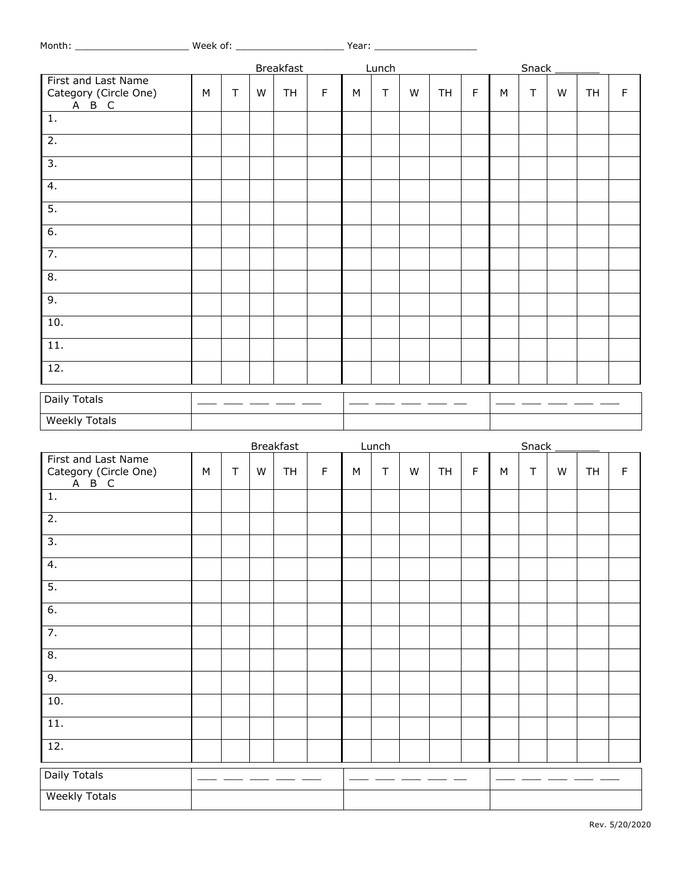Month: ____________________ Week of: ____________________ Year: ___________________

| First and Last Name<br>Category (Circle One)<br>A B C | Breakfast<br>M | T | W | TH | F | Lunch<br>M | T | W | TH | F | Snack _______<br>M | T | W | TH | F |
|---|---|---|---|---|---|---|---|---|---|---|---|---|---|---|---|
| 1. | | | | | | | | | | | | | | | |
| 2. | | | | | | | | | | | | | | | |
| 3. | | | | | | | | | | | | | | | |
| 4. | | | | | | | | | | | | | | | |
| 5. | | | | | | | | | | | | | | | |
| 6. | | | | | | | | | | | | | | | |
| 7. | | | | | | | | | | | | | | | |
| 8. | | | | | | | | | | | | | | | |
| 9. | | | | | | | | | | | | | | | |
| 10. | | | | | | | | | | | | | | | |
| 11. | | | | | | | | | | | | | | | |
| 12. | | | | | | | | | | | | | | | |

| | | | |
|---|---|---|---|
| Daily Totals | ___ ___ ___ ___ ___ | ___ ___ ___ ___ __ | ___ ___ ___ ___ ___ |
| Weekly Totals | | | |

| First and Last Name<br>Category (Circle One)<br>A B C | Breakfast<br>M | T | W | TH | F | Lunch<br>M | T | W | TH | F | Snack _______<br>M | T | W | TH | F |
|---|---|---|---|---|---|---|---|---|---|---|---|---|---|---|---|
| 1. | | | | | | | | | | | | | | | |
| 2. | | | | | | | | | | | | | | | |
| 3. | | | | | | | | | | | | | | | |
| 4. | | | | | | | | | | | | | | | |
| 5. | | | | | | | | | | | | | | | |
| 6. | | | | | | | | | | | | | | | |
| 7. | | | | | | | | | | | | | | | |
| 8. | | | | | | | | | | | | | | | |
| 9. | | | | | | | | | | | | | | | |
| 10. | | | | | | | | | | | | | | | |
| 11. | | | | | | | | | | | | | | | |
| 12. | | | | | | | | | | | | | | | |

| | | | |
|---|---|---|---|
| Daily Totals | ___ ___ ___ ___ ___ | ___ ___ ___ ___ __ | ___ ___ ___ ___ ___ |
| Weekly Totals | | | |

Rev. 5/20/2020